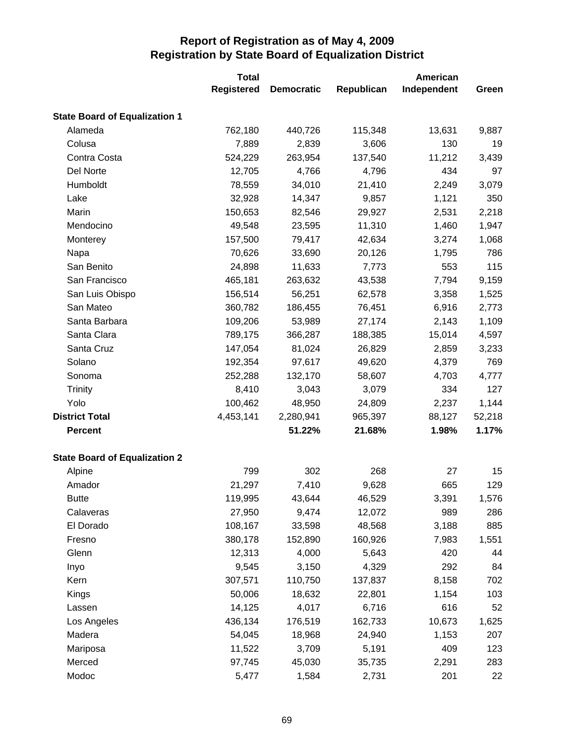# Report of Registration as of May 4, 2009
## Registration by State Board of Equalization District

| | Total Registered | Democratic | Republican | American Independent | Green |
|---|---|---|---|---|---|
| **State Board of Equalization 1** | | | | | |
| Alameda | 762,180 | 440,726 | 115,348 | 13,631 | 9,887 |
| Colusa | 7,889 | 2,839 | 3,606 | 130 | 19 |
| Contra Costa | 524,229 | 263,954 | 137,540 | 11,212 | 3,439 |
| Del Norte | 12,705 | 4,766 | 4,796 | 434 | 97 |
| Humboldt | 78,559 | 34,010 | 21,410 | 2,249 | 3,079 |
| Lake | 32,928 | 14,347 | 9,857 | 1,121 | 350 |
| Marin | 150,653 | 82,546 | 29,927 | 2,531 | 2,218 |
| Mendocino | 49,548 | 23,595 | 11,310 | 1,460 | 1,947 |
| Monterey | 157,500 | 79,417 | 42,634 | 3,274 | 1,068 |
| Napa | 70,626 | 33,690 | 20,126 | 1,795 | 786 |
| San Benito | 24,898 | 11,633 | 7,773 | 553 | 115 |
| San Francisco | 465,181 | 263,632 | 43,538 | 7,794 | 9,159 |
| San Luis Obispo | 156,514 | 56,251 | 62,578 | 3,358 | 1,525 |
| San Mateo | 360,782 | 186,455 | 76,451 | 6,916 | 2,773 |
| Santa Barbara | 109,206 | 53,989 | 27,174 | 2,143 | 1,109 |
| Santa Clara | 789,175 | 366,287 | 188,385 | 15,014 | 4,597 |
| Santa Cruz | 147,054 | 81,024 | 26,829 | 2,859 | 3,233 |
| Solano | 192,354 | 97,617 | 49,620 | 4,379 | 769 |
| Sonoma | 252,288 | 132,170 | 58,607 | 4,703 | 4,777 |
| Trinity | 8,410 | 3,043 | 3,079 | 334 | 127 |
| Yolo | 100,462 | 48,950 | 24,809 | 2,237 | 1,144 |
| **District Total** | 4,453,141 | 2,280,941 | 965,397 | 88,127 | 52,218 |
| **Percent** | | **51.22%** | **21.68%** | **1.98%** | **1.17%** |
| **State Board of Equalization 2** | | | | | |
| Alpine | 799 | 302 | 268 | 27 | 15 |
| Amador | 21,297 | 7,410 | 9,628 | 665 | 129 |
| Butte | 119,995 | 43,644 | 46,529 | 3,391 | 1,576 |
| Calaveras | 27,950 | 9,474 | 12,072 | 989 | 286 |
| El Dorado | 108,167 | 33,598 | 48,568 | 3,188 | 885 |
| Fresno | 380,178 | 152,890 | 160,926 | 7,983 | 1,551 |
| Glenn | 12,313 | 4,000 | 5,643 | 420 | 44 |
| Inyo | 9,545 | 3,150 | 4,329 | 292 | 84 |
| Kern | 307,571 | 110,750 | 137,837 | 8,158 | 702 |
| Kings | 50,006 | 18,632 | 22,801 | 1,154 | 103 |
| Lassen | 14,125 | 4,017 | 6,716 | 616 | 52 |
| Los Angeles | 436,134 | 176,519 | 162,733 | 10,673 | 1,625 |
| Madera | 54,045 | 18,968 | 24,940 | 1,153 | 207 |
| Mariposa | 11,522 | 3,709 | 5,191 | 409 | 123 |
| Merced | 97,745 | 45,030 | 35,735 | 2,291 | 283 |
| Modoc | 5,477 | 1,584 | 2,731 | 201 | 22 |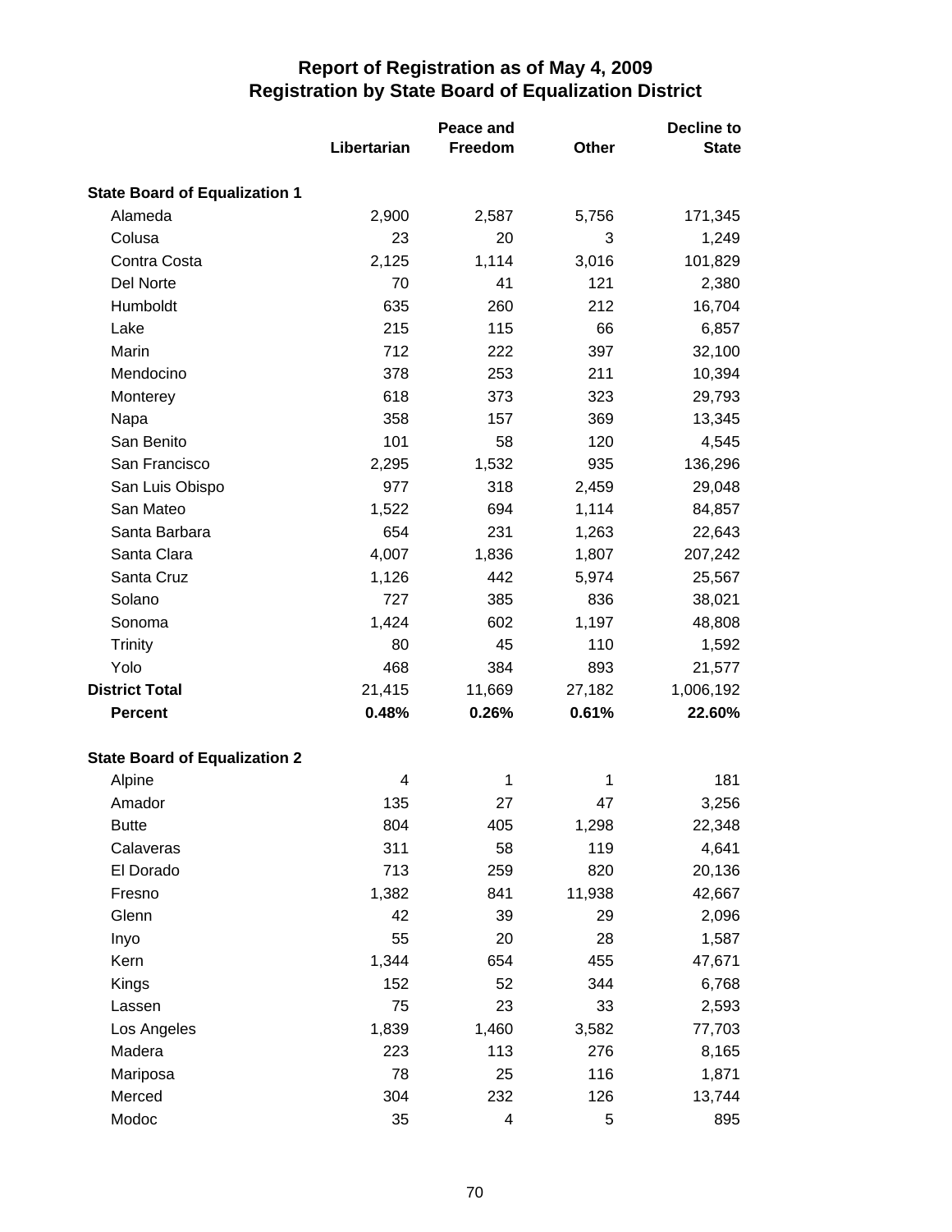# Report of Registration as of May 4, 2009
## Registration by State Board of Equalization District

| | Libertarian | Peace and Freedom | Other | Decline to State |
|---|---|---|---|---|
| **State Board of Equalization 1** | | | | |
| Alameda | 2,900 | 2,587 | 5,756 | 171,345 |
| Colusa | 23 | 20 | 3 | 1,249 |
| Contra Costa | 2,125 | 1,114 | 3,016 | 101,829 |
| Del Norte | 70 | 41 | 121 | 2,380 |
| Humboldt | 635 | 260 | 212 | 16,704 |
| Lake | 215 | 115 | 66 | 6,857 |
| Marin | 712 | 222 | 397 | 32,100 |
| Mendocino | 378 | 253 | 211 | 10,394 |
| Monterey | 618 | 373 | 323 | 29,793 |
| Napa | 358 | 157 | 369 | 13,345 |
| San Benito | 101 | 58 | 120 | 4,545 |
| San Francisco | 2,295 | 1,532 | 935 | 136,296 |
| San Luis Obispo | 977 | 318 | 2,459 | 29,048 |
| San Mateo | 1,522 | 694 | 1,114 | 84,857 |
| Santa Barbara | 654 | 231 | 1,263 | 22,643 |
| Santa Clara | 4,007 | 1,836 | 1,807 | 207,242 |
| Santa Cruz | 1,126 | 442 | 5,974 | 25,567 |
| Solano | 727 | 385 | 836 | 38,021 |
| Sonoma | 1,424 | 602 | 1,197 | 48,808 |
| Trinity | 80 | 45 | 110 | 1,592 |
| Yolo | 468 | 384 | 893 | 21,577 |
| **District Total** | 21,415 | 11,669 | 27,182 | 1,006,192 |
| **Percent** | **0.48%** | **0.26%** | **0.61%** | **22.60%** |
| **State Board of Equalization 2** | | | | |
| Alpine | 4 | 1 | 1 | 181 |
| Amador | 135 | 27 | 47 | 3,256 |
| Butte | 804 | 405 | 1,298 | 22,348 |
| Calaveras | 311 | 58 | 119 | 4,641 |
| El Dorado | 713 | 259 | 820 | 20,136 |
| Fresno | 1,382 | 841 | 11,938 | 42,667 |
| Glenn | 42 | 39 | 29 | 2,096 |
| Inyo | 55 | 20 | 28 | 1,587 |
| Kern | 1,344 | 654 | 455 | 47,671 |
| Kings | 152 | 52 | 344 | 6,768 |
| Lassen | 75 | 23 | 33 | 2,593 |
| Los Angeles | 1,839 | 1,460 | 3,582 | 77,703 |
| Madera | 223 | 113 | 276 | 8,165 |
| Mariposa | 78 | 25 | 116 | 1,871 |
| Merced | 304 | 232 | 126 | 13,744 |
| Modoc | 35 | 4 | 5 | 895 |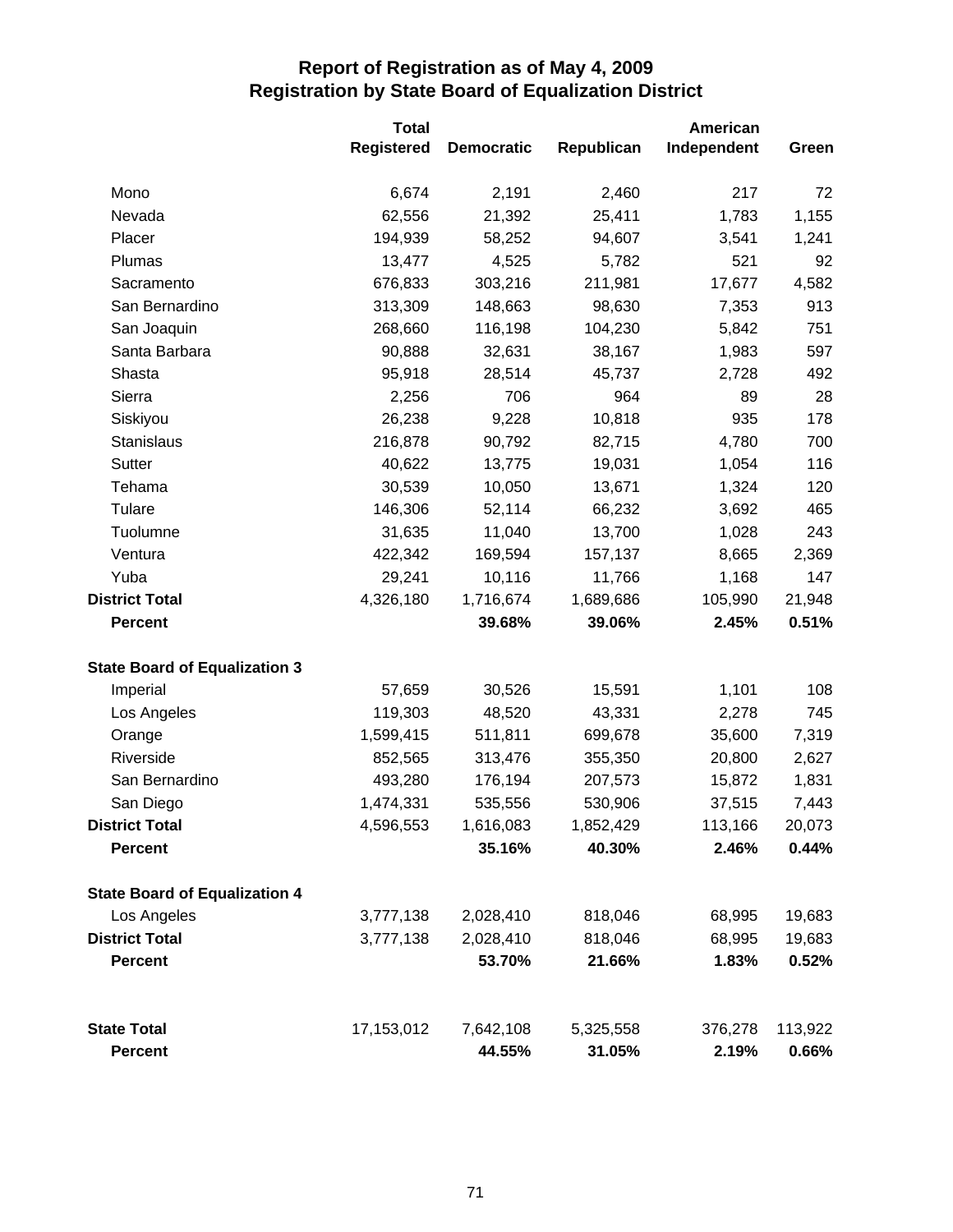# Report of Registration as of May 4, 2009
## Registration by State Board of Equalization District

| | Total Registered | Democratic | Republican | American Independent | Green |
|---|---|---|---|---|---|
| Mono | 6,674 | 2,191 | 2,460 | 217 | 72 |
| Nevada | 62,556 | 21,392 | 25,411 | 1,783 | 1,155 |
| Placer | 194,939 | 58,252 | 94,607 | 3,541 | 1,241 |
| Plumas | 13,477 | 4,525 | 5,782 | 521 | 92 |
| Sacramento | 676,833 | 303,216 | 211,981 | 17,677 | 4,582 |
| San Bernardino | 313,309 | 148,663 | 98,630 | 7,353 | 913 |
| San Joaquin | 268,660 | 116,198 | 104,230 | 5,842 | 751 |
| Santa Barbara | 90,888 | 32,631 | 38,167 | 1,983 | 597 |
| Shasta | 95,918 | 28,514 | 45,737 | 2,728 | 492 |
| Sierra | 2,256 | 706 | 964 | 89 | 28 |
| Siskiyou | 26,238 | 9,228 | 10,818 | 935 | 178 |
| Stanislaus | 216,878 | 90,792 | 82,715 | 4,780 | 700 |
| Sutter | 40,622 | 13,775 | 19,031 | 1,054 | 116 |
| Tehama | 30,539 | 10,050 | 13,671 | 1,324 | 120 |
| Tulare | 146,306 | 52,114 | 66,232 | 3,692 | 465 |
| Tuolumne | 31,635 | 11,040 | 13,700 | 1,028 | 243 |
| Ventura | 422,342 | 169,594 | 157,137 | 8,665 | 2,369 |
| Yuba | 29,241 | 10,116 | 11,766 | 1,168 | 147 |
| **District Total** | 4,326,180 | 1,716,674 | 1,689,686 | 105,990 | 21,948 |
| **Percent** | | **39.68%** | **39.06%** | **2.45%** | **0.51%** |
| **State Board of Equalization 3** | | | | | |
| Imperial | 57,659 | 30,526 | 15,591 | 1,101 | 108 |
| Los Angeles | 119,303 | 48,520 | 43,331 | 2,278 | 745 |
| Orange | 1,599,415 | 511,811 | 699,678 | 35,600 | 7,319 |
| Riverside | 852,565 | 313,476 | 355,350 | 20,800 | 2,627 |
| San Bernardino | 493,280 | 176,194 | 207,573 | 15,872 | 1,831 |
| San Diego | 1,474,331 | 535,556 | 530,906 | 37,515 | 7,443 |
| **District Total** | 4,596,553 | 1,616,083 | 1,852,429 | 113,166 | 20,073 |
| **Percent** | | **35.16%** | **40.30%** | **2.46%** | **0.44%** |
| **State Board of Equalization 4** | | | | | |
| Los Angeles | 3,777,138 | 2,028,410 | 818,046 | 68,995 | 19,683 |
| **District Total** | 3,777,138 | 2,028,410 | 818,046 | 68,995 | 19,683 |
| **Percent** | | **53.70%** | **21.66%** | **1.83%** | **0.52%** |
| **State Total** | 17,153,012 | 7,642,108 | 5,325,558 | 376,278 | 113,922 |
| **Percent** | | **44.55%** | **31.05%** | **2.19%** | **0.66%** |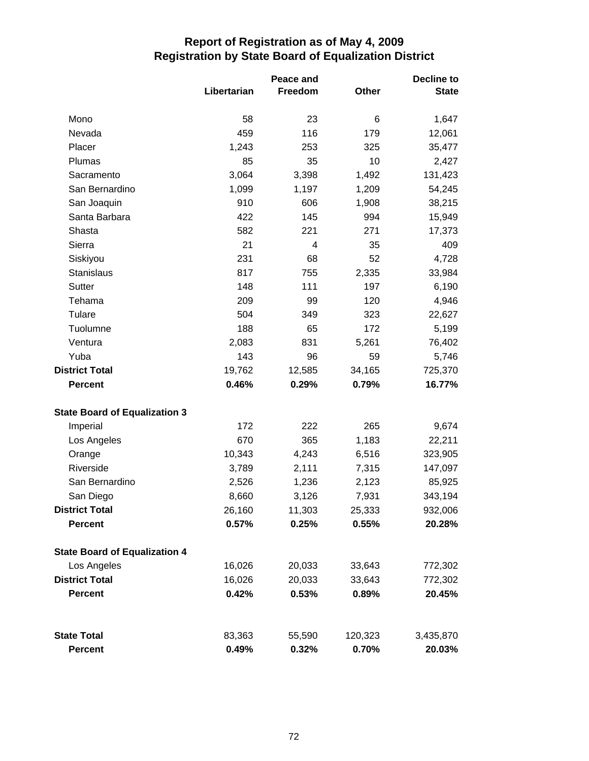# Report of Registration as of May 4, 2009
## Registration by State Board of Equalization District

| | Libertarian | Peace and Freedom | Other | Decline to State |
|---|---|---|---|---|
| Mono | 58 | 23 | 6 | 1,647 |
| Nevada | 459 | 116 | 179 | 12,061 |
| Placer | 1,243 | 253 | 325 | 35,477 |
| Plumas | 85 | 35 | 10 | 2,427 |
| Sacramento | 3,064 | 3,398 | 1,492 | 131,423 |
| San Bernardino | 1,099 | 1,197 | 1,209 | 54,245 |
| San Joaquin | 910 | 606 | 1,908 | 38,215 |
| Santa Barbara | 422 | 145 | 994 | 15,949 |
| Shasta | 582 | 221 | 271 | 17,373 |
| Sierra | 21 | 4 | 35 | 409 |
| Siskiyou | 231 | 68 | 52 | 4,728 |
| Stanislaus | 817 | 755 | 2,335 | 33,984 |
| Sutter | 148 | 111 | 197 | 6,190 |
| Tehama | 209 | 99 | 120 | 4,946 |
| Tulare | 504 | 349 | 323 | 22,627 |
| Tuolumne | 188 | 65 | 172 | 5,199 |
| Ventura | 2,083 | 831 | 5,261 | 76,402 |
| Yuba | 143 | 96 | 59 | 5,746 |
| **District Total** | 19,762 | 12,585 | 34,165 | 725,370 |
| **Percent** | **0.46%** | **0.29%** | **0.79%** | **16.77%** |
| **State Board of Equalization 3** | | | | |
| Imperial | 172 | 222 | 265 | 9,674 |
| Los Angeles | 670 | 365 | 1,183 | 22,211 |
| Orange | 10,343 | 4,243 | 6,516 | 323,905 |
| Riverside | 3,789 | 2,111 | 7,315 | 147,097 |
| San Bernardino | 2,526 | 1,236 | 2,123 | 85,925 |
| San Diego | 8,660 | 3,126 | 7,931 | 343,194 |
| **District Total** | 26,160 | 11,303 | 25,333 | 932,006 |
| **Percent** | **0.57%** | **0.25%** | **0.55%** | **20.28%** |
| **State Board of Equalization 4** | | | | |
| Los Angeles | 16,026 | 20,033 | 33,643 | 772,302 |
| **District Total** | 16,026 | 20,033 | 33,643 | 772,302 |
| **Percent** | **0.42%** | **0.53%** | **0.89%** | **20.45%** |
| **State Total** | 83,363 | 55,590 | 120,323 | 3,435,870 |
| **Percent** | **0.49%** | **0.32%** | **0.70%** | **20.03%** |